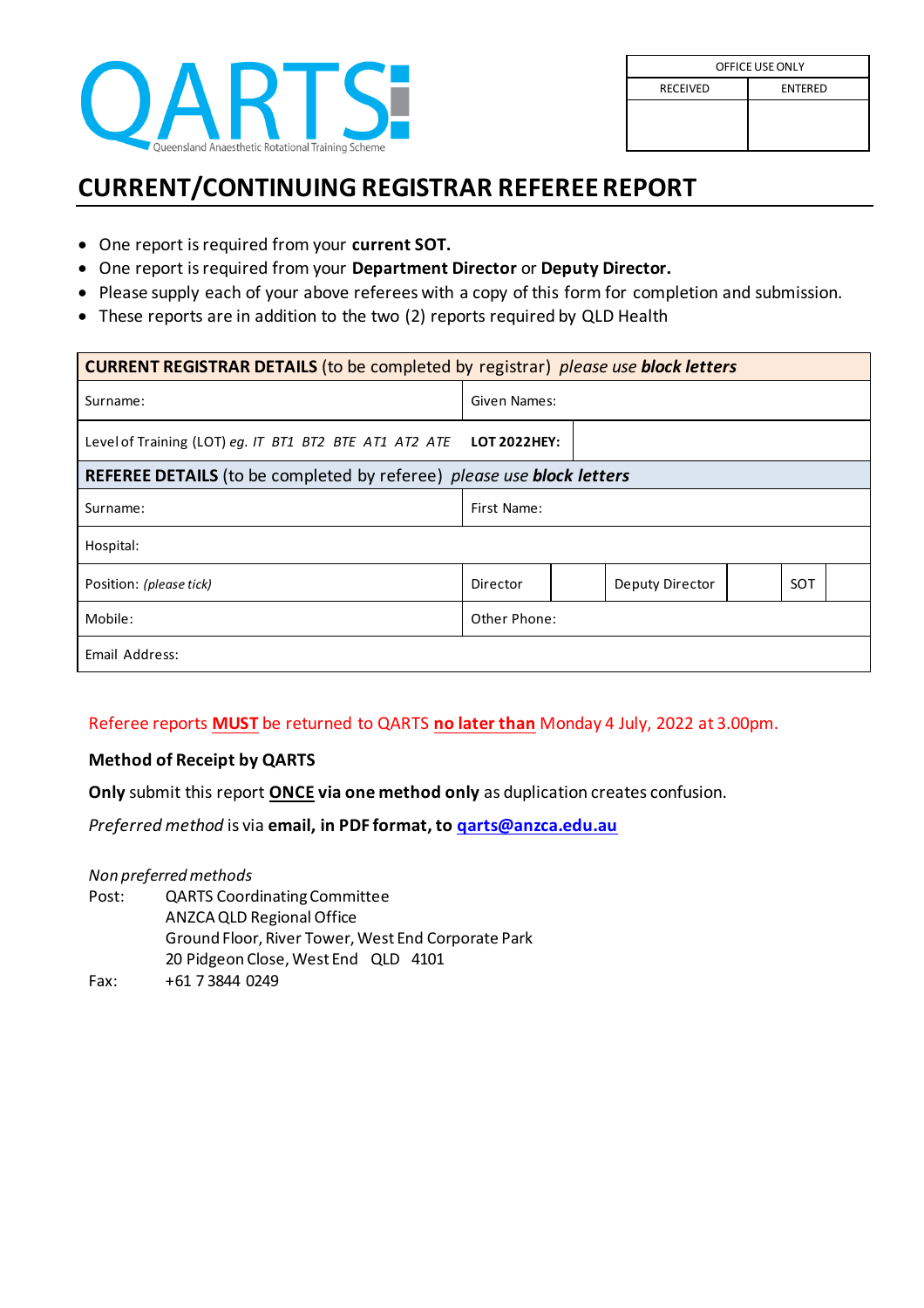QARTS
Queensland Anaesthetic Rotational Training Scheme

| OFFICE USE ONLY | |
|---|---|
| RECEIVED | ENTERED |
| | |

# CURRENT/CONTINUING REGISTRAR REFEREE REPORT

- One report is required from your **current SOT.**
- One report is required from your **Department Director** or **Deputy Director.**
- Please supply each of your above referees with a copy of this form for completion and submission.
- These reports are in addition to the two (2) reports required by QLD Health

| **CURRENT REGISTRAR DETAILS** (to be completed by registrar) *please use* ***block letters*** | | | | | | |
|---|---|---|---|---|---|---|
| Surname: | Given Names: | | | | | |
| Level of Training (LOT) *eg. IT BT1 BT2 BTE AT1 AT2 ATE* | **LOT 2022HEY:** | | | | | |
| **REFEREE DETAILS** (to be completed by referee) *please use* ***block letters*** | | | | | | |
| Surname: | First Name: | | | | | |
| Hospital: | | | | | | |
| Position: *(please tick)* | Director | | Deputy Director | | SOT | |
| Mobile: | Other Phone: | | | | | |
| Email Address: | | | | | | |

Referee reports **MUST** be returned to QARTS **no later than** Monday 4 July, 2022 at 3.00pm.

**Method of Receipt by QARTS**

**Only** submit this report **ONCE via one method only** as duplication creates confusion.

*Preferred method* is via **email, in PDF format, to qarts@anzca.edu.au**

*Non preferred methods*

Post: QARTS Coordinating Committee
ANZCA QLD Regional Office
Ground Floor, River Tower, West End Corporate Park
20 Pidgeon Close, West End QLD 4101

Fax: +61 7 3844 0249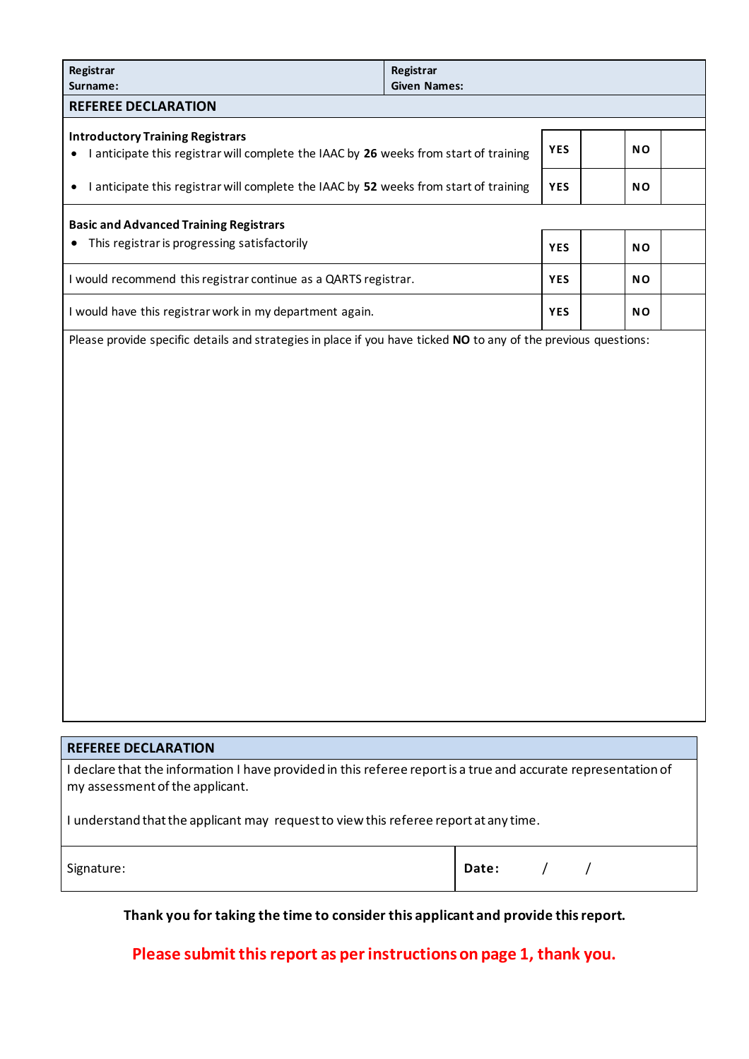| | |
|---|---|
| **Registrar Surname:** | **Registrar Given Names:** |

## REFEREE DECLARATION

| | | | | |
|---|---|---|---|---|
| **Introductory Training Registrars**<br>• I anticipate this registrar will complete the IAAC by **26** weeks from start of training | **YES** | | **NO** | |
| • I anticipate this registrar will complete the IAAC by **52** weeks from start of training | **YES** | | **NO** | |
| **Basic and Advanced Training Registrars**<br>• This registrar is progressing satisfactorily | **YES** | | **NO** | |
| I would recommend this registrar continue as a QARTS registrar. | **YES** | | **NO** | |
| I would have this registrar work in my department again. | **YES** | | **NO** | |

Please provide specific details and strategies in place if you have ticked **NO** to any of the previous questions:

## REFEREE DECLARATION

I declare that the information I have provided in this referee report is a true and accurate representation of my assessment of the applicant.

I understand that the applicant may request to view this referee report at any time.

| | |
|---|---|
| Signature: | **Date:** / / |

**Thank you for taking the time to consider this applicant and provide this report.**

**Please submit this report as per instructions on page 1, thank you.**